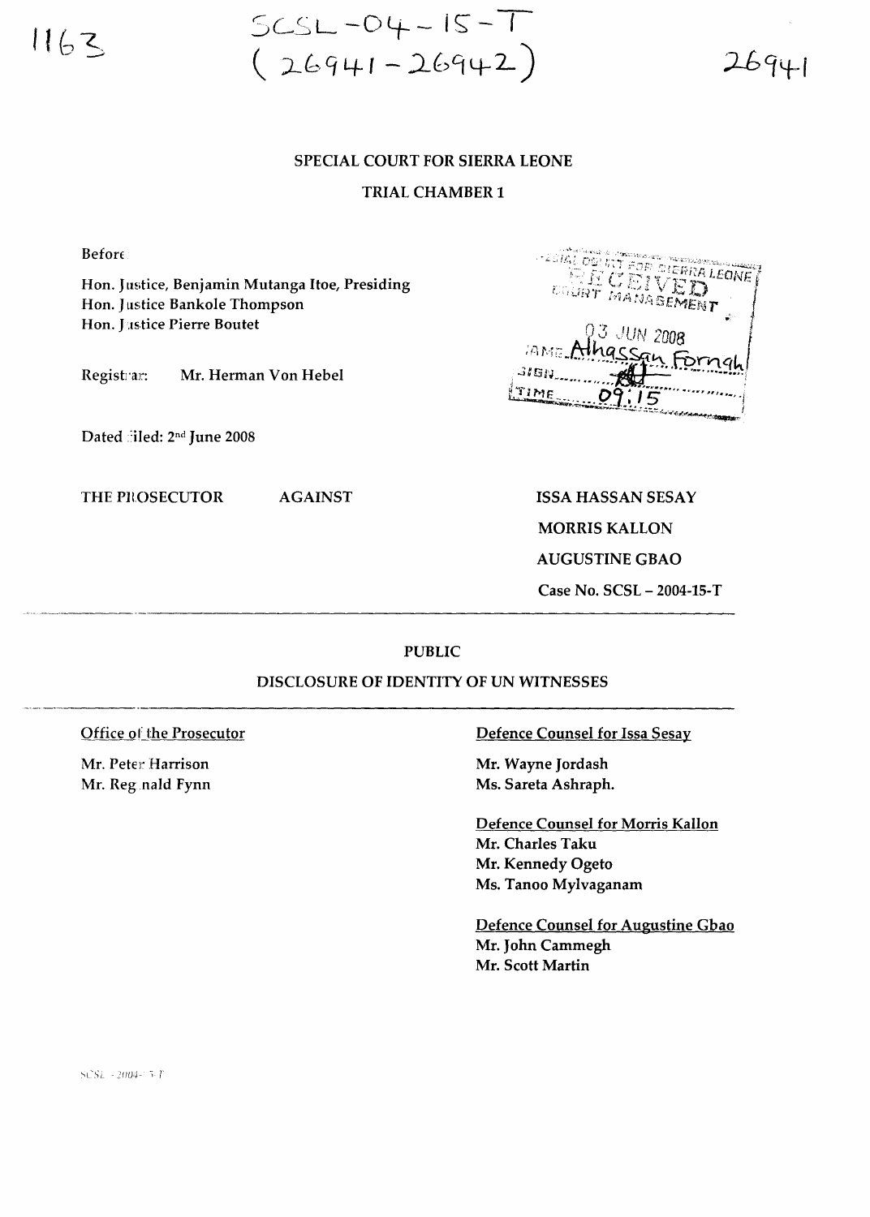1163

SCSL-04-15-T
(26941-26942)

26941

SPECIAL COURT FOR SIERRA LEONE

TRIAL CHAMBER 1

Before:

Hon. Justice, Benjamin Mutanga Itoe, Presiding
Hon. Justice Bankole Thompson
Hon. Justice Pierre Boutet

Registrar: Mr. Herman Von Hebel

Dated filed: 2nd June 2008

SPECIAL COURT FOR SIERRA LEONE
RECEIVED
COURT MANAGEMENT
03 JUN 2008
NAME Alhassan Fornah
SIGN ..........
TIME 09:15

THE PROSECUTOR AGAINST

ISSA HASSAN SESAY
MORRIS KALLON
AUGUSTINE GBAO
Case No. SCSL – 2004-15-T

PUBLIC

DISCLOSURE OF IDENTITY OF UN WITNESSES

Office of the Prosecutor

Mr. Peter Harrison
Mr. Reginald Fynn

Defence Counsel for Issa Sesay

Mr. Wayne Jordash
Ms. Sareta Ashraph.

Defence Counsel for Morris Kallon

Mr. Charles Taku
Mr. Kennedy Ogeto
Ms. Tanoo Mylvaganam

Defence Counsel for Augustine Gbao

Mr. John Cammegh
Mr. Scott Martin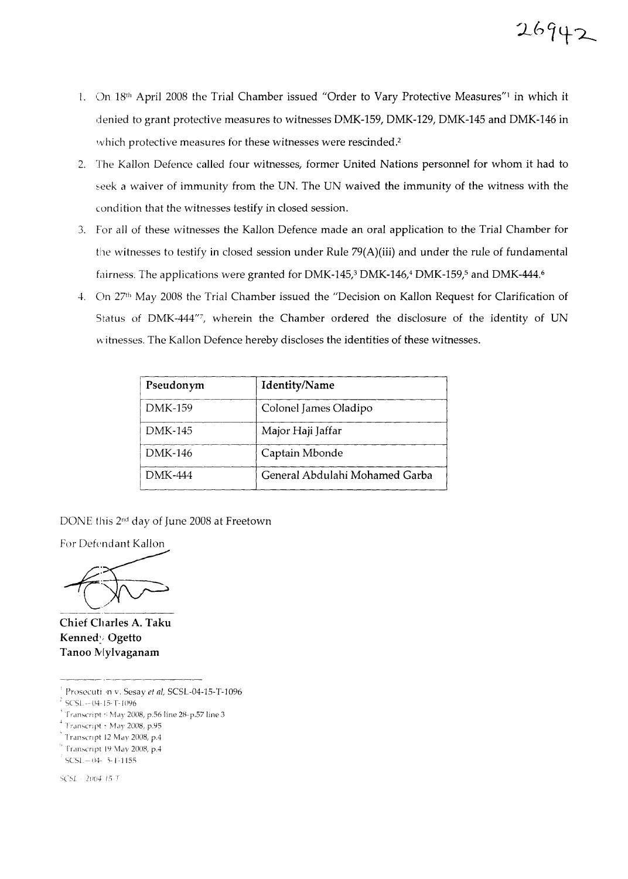1. On 18[th] April 2008 the Trial Chamber issued "Order to Vary Protective Measures"[1] in which it denied to grant protective measures to witnesses DMK-159, DMK-129, DMK-145 and DMK-146 in which protective measures for these witnesses were rescinded.[2]

2. The Kallon Defence called four witnesses, former United Nations personnel for whom it had to seek a waiver of immunity from the UN. The UN waived the immunity of the witness with the condition that the witnesses testify in closed session.

3. For all of these witnesses the Kallon Defence made an oral application to the Trial Chamber for the witnesses to testify in closed session under Rule 79(A)(iii) and under the rule of fundamental fairness. The applications were granted for DMK-145,[3] DMK-146,[4] DMK-159,[5] and DMK-444.[6]

4. On 27[th] May 2008 the Trial Chamber issued the "Decision on Kallon Request for Clarification of Status of DMK-444"[7], wherein the Chamber ordered the disclosure of the identity of UN witnesses. The Kallon Defence hereby discloses the identities of these witnesses.

| Pseudonym | Identity/Name |
|---|---|
| DMK-159 | Colonel James Oladipo |
| DMK-145 | Major Haji Jaffar |
| DMK-146 | Captain Mbonde |
| DMK-444 | General Abdulahi Mohamed Garba |

DONE this 2[nd] day of June 2008 at Freetown

For Defendant Kallon

**Chief Charles A. Taku**
**Kennedy Ogetto**
**Tanoo Mylvaganam**

---

[1] Prosecution v. Sesay *et al*, SCSL-04-15-T-1096
[2] SCSL-04-15-T-1096
[3] Transcript 6 May 2008, p.56 line 28-p.57 line 3
[4] Transcript 7 May 2008, p.95
[5] Transcript 12 May 2008, p.4
[6] Transcript 19 May 2008, p.4
[7] SCSL-04-15-T-1155